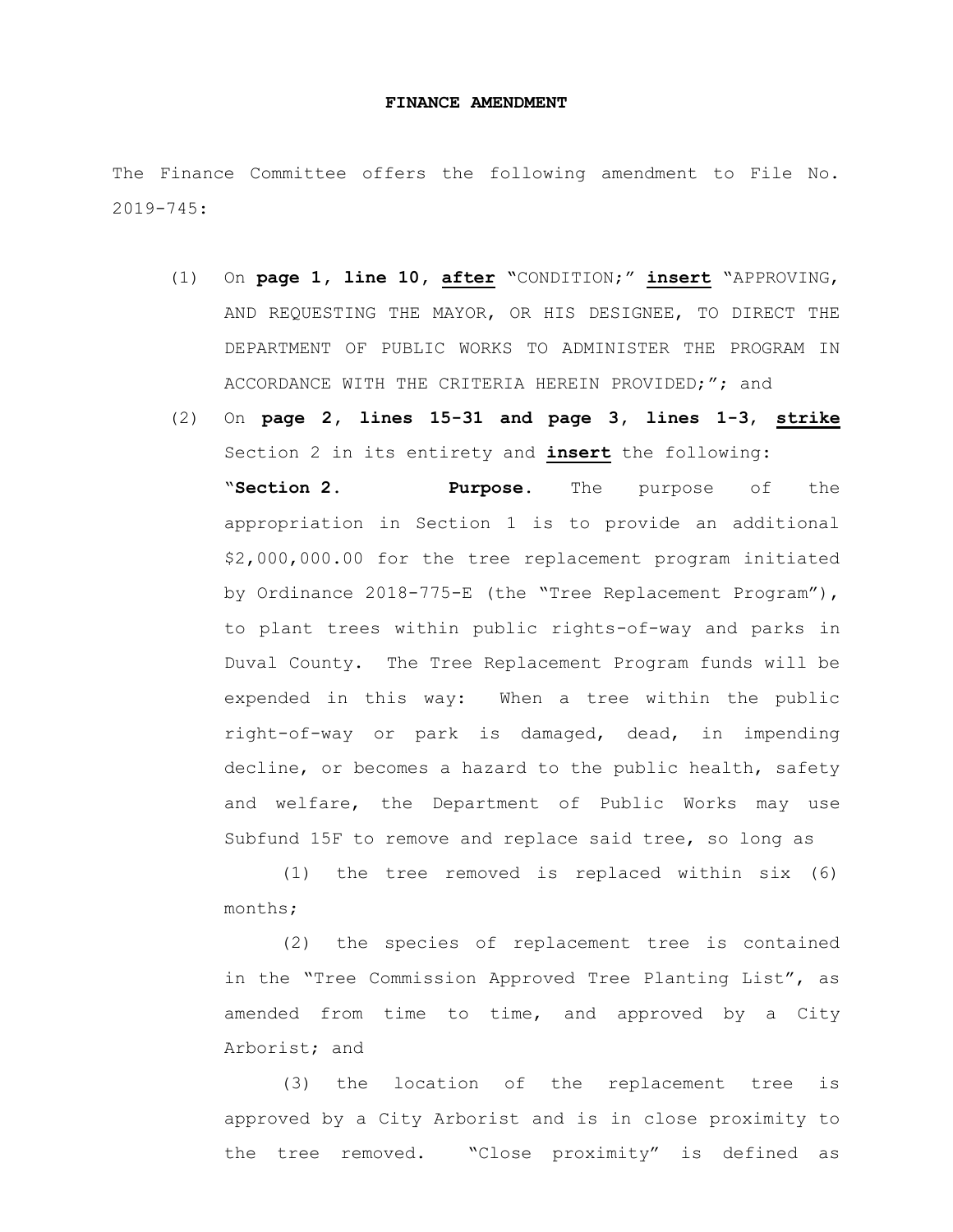**FINANCE AMENDMENT**

The Finance Committee offers the following amendment to File No. 2019-745:

(1) On **page 1, line 10, <u>after</u>** "CONDITION;" **<u>insert</u>** "APPROVING, AND REQUESTING THE MAYOR, OR HIS DESIGNEE, TO DIRECT THE DEPARTMENT OF PUBLIC WORKS TO ADMINISTER THE PROGRAM IN ACCORDANCE WITH THE CRITERIA HEREIN PROVIDED;"; and

(2) On **page 2, lines 15-31 and page 3, lines 1-3, <u>strike</u>** Section 2 in its entirety and **<u>insert</u>** the following:

"**Section 2. Purpose.** The purpose of the appropriation in Section 1 is to provide an additional $2,000,000.00 for the tree replacement program initiated by Ordinance 2018-775-E (the "Tree Replacement Program"), to plant trees within public rights-of-way and parks in Duval County. The Tree Replacement Program funds will be expended in this way: When a tree within the public right-of-way or park is damaged, dead, in impending decline, or becomes a hazard to the public health, safety and welfare, the Department of Public Works may use Subfund 15F to remove and replace said tree, so long as

(1) the tree removed is replaced within six (6) months;

(2) the species of replacement tree is contained in the "Tree Commission Approved Tree Planting List", as amended from time to time, and approved by a City Arborist; and

(3) the location of the replacement tree is approved by a City Arborist and is in close proximity to the tree removed. "Close proximity" is defined as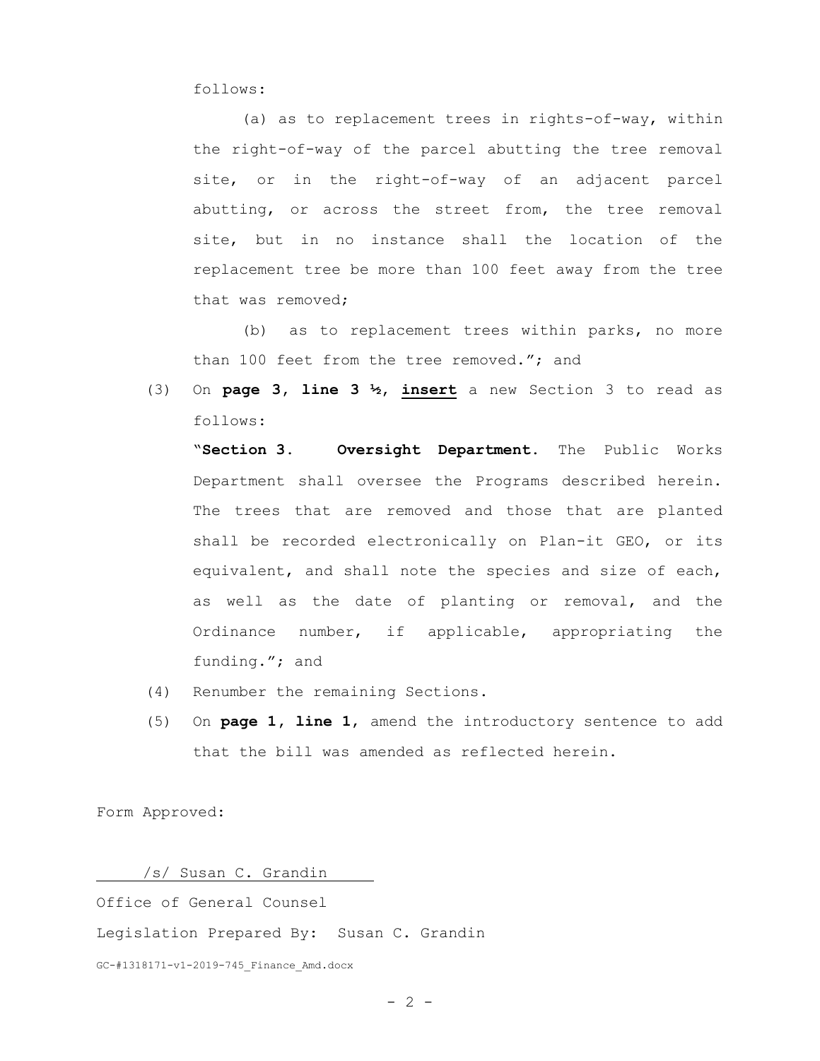follows:

(a) as to replacement trees in rights-of-way, within the right-of-way of the parcel abutting the tree removal site, or in the right-of-way of an adjacent parcel abutting, or across the street from, the tree removal site, but in no instance shall the location of the replacement tree be more than 100 feet away from the tree that was removed;

(b) as to replacement trees within parks, no more than 100 feet from the tree removed."; and

(3) On **page 3, line 3 ½**, **<u>insert</u>** a new Section 3 to read as follows:

"**Section 3. Oversight Department.** The Public Works Department shall oversee the Programs described herein. The trees that are removed and those that are planted shall be recorded electronically on Plan-it GEO, or its equivalent, and shall note the species and size of each, as well as the date of planting or removal, and the Ordinance number, if applicable, appropriating the funding."; and

(4) Renumber the remaining Sections.

(5) On **page 1, line 1**, amend the introductory sentence to add that the bill was amended as reflected herein.

Form Approved:

/s/ Susan C. Grandin

Office of General Counsel

Legislation Prepared By: Susan C. Grandin

GC-#1318171-v1-2019-745_Finance_Amd.docx